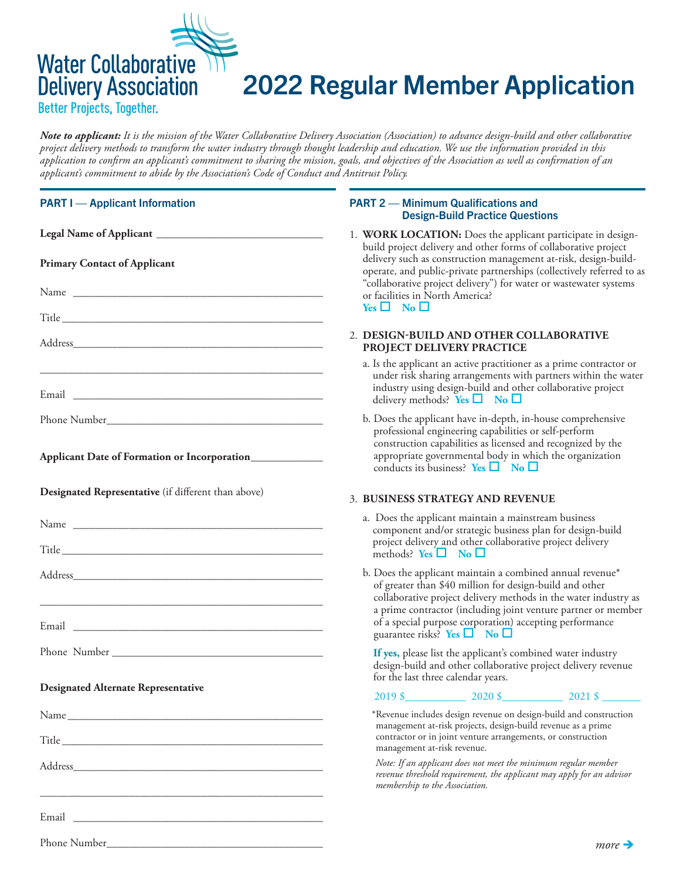Water Collaborative Delivery Association

Better Projects, Together.

# 2022 Regular Member Application

***Note to applicant:*** *It is the mission of the Water Collaborative Delivery Association (Association) to advance design-build and other collaborative project delivery methods to transform the water industry through thought leadership and education. We use the information provided in this application to confirm an applicant's commitment to sharing the mission, goals, and objectives of the Association as well as confirmation of an applicant's commitment to abide by the Association's Code of Conduct and Antitrust Policy.*

## PART I — Applicant Information

**Legal Name of Applicant** ______________________________

**Primary Contact of Applicant**

Name ______________________________________________

Title ______________________________________________

Address ____________________________________________

___________________________________________________

Email ______________________________________________

Phone Number _______________________________________

**Applicant Date of Formation or Incorporation** _____________

**Designated Representative** (if different than above)

Name ______________________________________________

Title ______________________________________________

Address ____________________________________________

___________________________________________________

Email ______________________________________________

Phone Number _______________________________________

**Designated Alternate Representative**

Name ______________________________________________

Title ______________________________________________

Address ____________________________________________

___________________________________________________

Email ______________________________________________

Phone Number _______________________________________

## PART 2 — Minimum Qualifications and Design-Build Practice Questions

1. **WORK LOCATION:** Does the applicant participate in design-build project delivery and other forms of collaborative project delivery such as construction management at-risk, design-build-operate, and public-private partnerships (collectively referred to as "collaborative project delivery") for water or wastewater systems or facilities in North America?
   **Yes** ☐ **No** ☐

2. **DESIGN-BUILD AND OTHER COLLABORATIVE PROJECT DELIVERY PRACTICE**

   a. Is the applicant an active practitioner as a prime contractor or under risk sharing arrangements with partners within the water industry using design-build and other collaborative project delivery methods? **Yes** ☐ **No** ☐

   b. Does the applicant have in-depth, in-house comprehensive professional engineering capabilities or self-perform construction capabilities as licensed and recognized by the appropriate governmental body in which the organization conducts its business? **Yes** ☐ **No** ☐

3. **BUSINESS STRATEGY AND REVENUE**

   a. Does the applicant maintain a mainstream business component and/or strategic business plan for design-build project delivery and other collaborative project delivery methods? **Yes** ☐ **No** ☐

   b. Does the applicant maintain a combined annual revenue* of greater than $40 million for design-build and other collaborative project delivery methods in the water industry as a prime contractor (including joint venture partner or member of a special purpose corporation) accepting performance guarantee risks? **Yes** ☐ **No** ☐

   **If yes,** please list the applicant's combined water industry design-build and other collaborative project delivery revenue for the last three calendar years.

   2019 $___________ 2020 $___________ 2021 $ _______

   *Revenue includes design revenue on design-build and construction management at-risk projects, design-build revenue as a prime contractor or in joint venture arrangements, or construction management at-risk revenue.

   *Note: If an applicant does not meet the minimum regular member revenue threshold requirement, the applicant may apply for an advisor membership to the Association.*

*more* ➔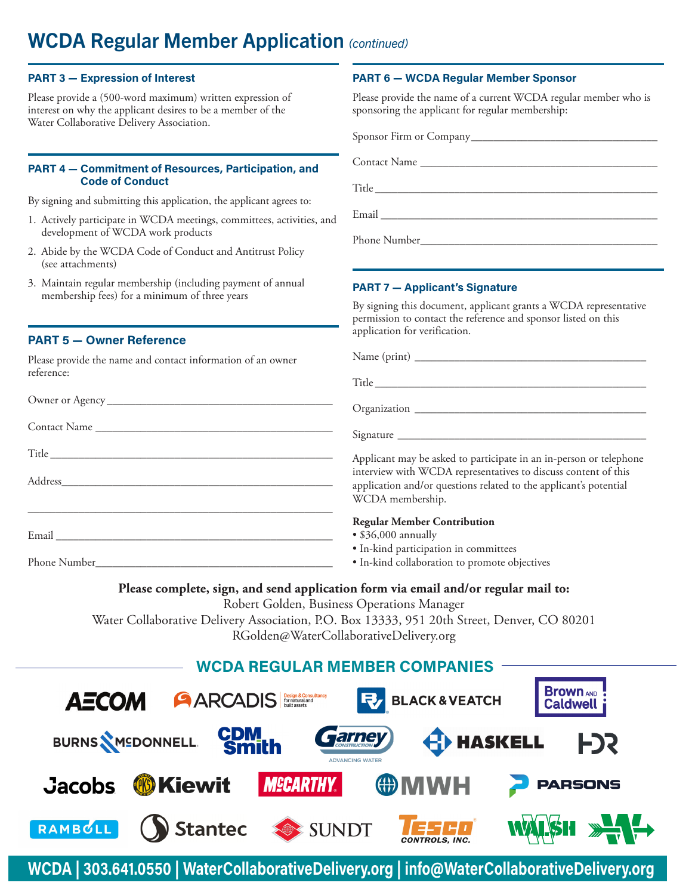# WCDA Regular Member Application *(continued)*

## PART 3 — Expression of Interest

Please provide a (500-word maximum) written expression of interest on why the applicant desires to be a member of the Water Collaborative Delivery Association.

## PART 4 — Commitment of Resources, Participation, and Code of Conduct

By signing and submitting this application, the applicant agrees to:

1. Actively participate in WCDA meetings, committees, activities, and development of WCDA work products
2. Abide by the WCDA Code of Conduct and Antitrust Policy (see attachments)
3. Maintain regular membership (including payment of annual membership fees) for a minimum of three years

## PART 5 — Owner Reference

Please provide the name and contact information of an owner reference:

Owner or Agency ______________________________

Contact Name ______________________________

Title ______________________________

Address ______________________________

______________________________

Email ______________________________

Phone Number ______________________________

## PART 6 — WCDA Regular Member Sponsor

Please provide the name of a current WCDA regular member who is sponsoring the applicant for regular membership:

Sponsor Firm or Company ______________________________

Contact Name ______________________________

Title ______________________________

Email ______________________________

Phone Number ______________________________

## PART 7 — Applicant's Signature

By signing this document, applicant grants a WCDA representative permission to contact the reference and sponsor listed on this application for verification.

Name (print) ______________________________

Title ______________________________

Organization ______________________________

Signature ______________________________

Applicant may be asked to participate in an in-person or telephone interview with WCDA representatives to discuss content of this application and/or questions related to the applicant's potential WCDA membership.

**Regular Member Contribution**

- $36,000 annually
- In-kind participation in committees
- In-kind collaboration to promote objectives

**Please complete, sign, and send application form via email and/or regular mail to:**

Robert Golden, Business Operations Manager
Water Collaborative Delivery Association, P.O. Box 13333, 951 20th Street, Denver, CO 80201
RGolden@WaterCollaborativeDelivery.org

## WCDA REGULAR MEMBER COMPANIES

AECOM, ARCADIS, BLACK & VEATCH, Brown and Caldwell, BURNS & McDONNELL, CDM Smith, Garney Construction, HASKELL, HDR, Jacobs, Kiewit, McCARTHY, MWH, PARSONS, RAMBOLL, Stantec, SUNDT, Tesco Controls, Inc., WALSH

**WCDA | 303.641.0550 | WaterCollaborativeDelivery.org | info@WaterCollaborativeDelivery.org**